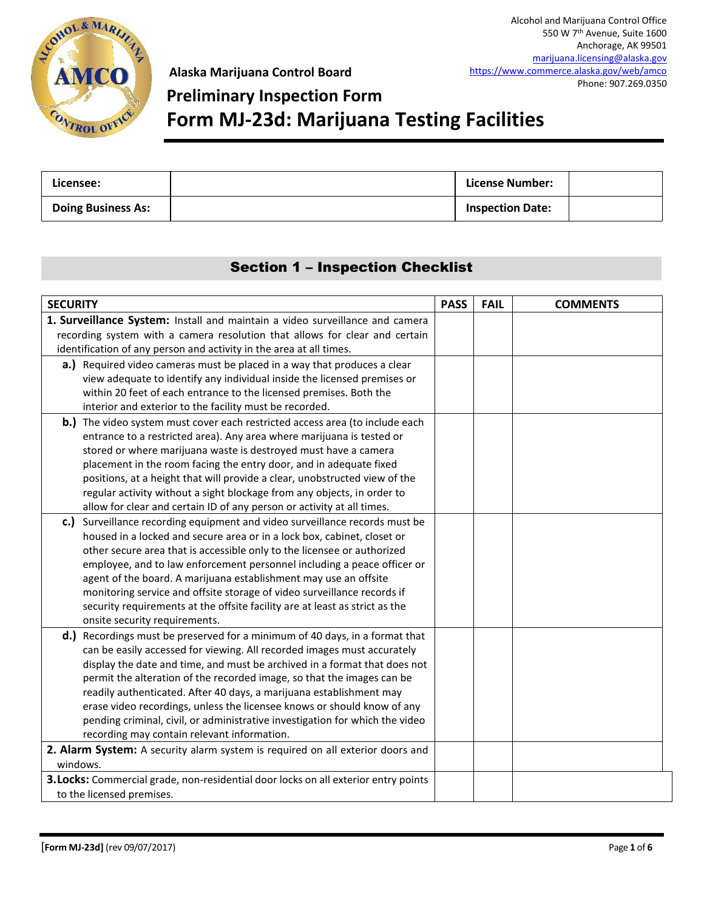Alcohol and Marijuana Control Office
550 W 7th Avenue, Suite 1600
Anchorage, AK 99501
marijuana.licensing@alaska.gov
https://www.commerce.alaska.gov/web/amco
Phone: 907.269.0350

**Alaska Marijuana Control Board**

# Preliminary Inspection Form

# Form MJ-23d: Marijuana Testing Facilities

| **Licensee:** | | **License Number:** | |
|---|---|---|---|
| **Doing Business As:** | | **Inspection Date:** | |

## Section 1 – Inspection Checklist

| **SECURITY** | **PASS** | **FAIL** | **COMMENTS** |
|---|---|---|---|
| **1. Surveillance System:** Install and maintain a video surveillance and camera recording system with a camera resolution that allows for clear and certain identification of any person and activity in the area at all times. | | | |
| **a.)** Required video cameras must be placed in a way that produces a clear view adequate to identify any individual inside the licensed premises or within 20 feet of each entrance to the licensed premises. Both the interior and exterior to the facility must be recorded. | | | |
| **b.)** The video system must cover each restricted access area (to include each entrance to a restricted area). Any area where marijuana is tested or stored or where marijuana waste is destroyed must have a camera placement in the room facing the entry door, and in adequate fixed positions, at a height that will provide a clear, unobstructed view of the regular activity without a sight blockage from any objects, in order to allow for clear and certain ID of any person or activity at all times. | | | |
| **c.)** Surveillance recording equipment and video surveillance records must be housed in a locked and secure area or in a lock box, cabinet, closet or other secure area that is accessible only to the licensee or authorized employee, and to law enforcement personnel including a peace officer or agent of the board. A marijuana establishment may use an offsite monitoring service and offsite storage of video surveillance records if security requirements at the offsite facility are at least as strict as the onsite security requirements. | | | |
| **d.)** Recordings must be preserved for a minimum of 40 days, in a format that can be easily accessed for viewing. All recorded images must accurately display the date and time, and must be archived in a format that does not permit the alteration of the recorded image, so that the images can be readily authenticated. After 40 days, a marijuana establishment may erase video recordings, unless the licensee knows or should know of any pending criminal, civil, or administrative investigation for which the video recording may contain relevant information. | | | |
| **2. Alarm System:** A security alarm system is required on all exterior doors and windows. | | | |
| **3. Locks:** Commercial grade, non-residential door locks on all exterior entry points to the licensed premises. | | | |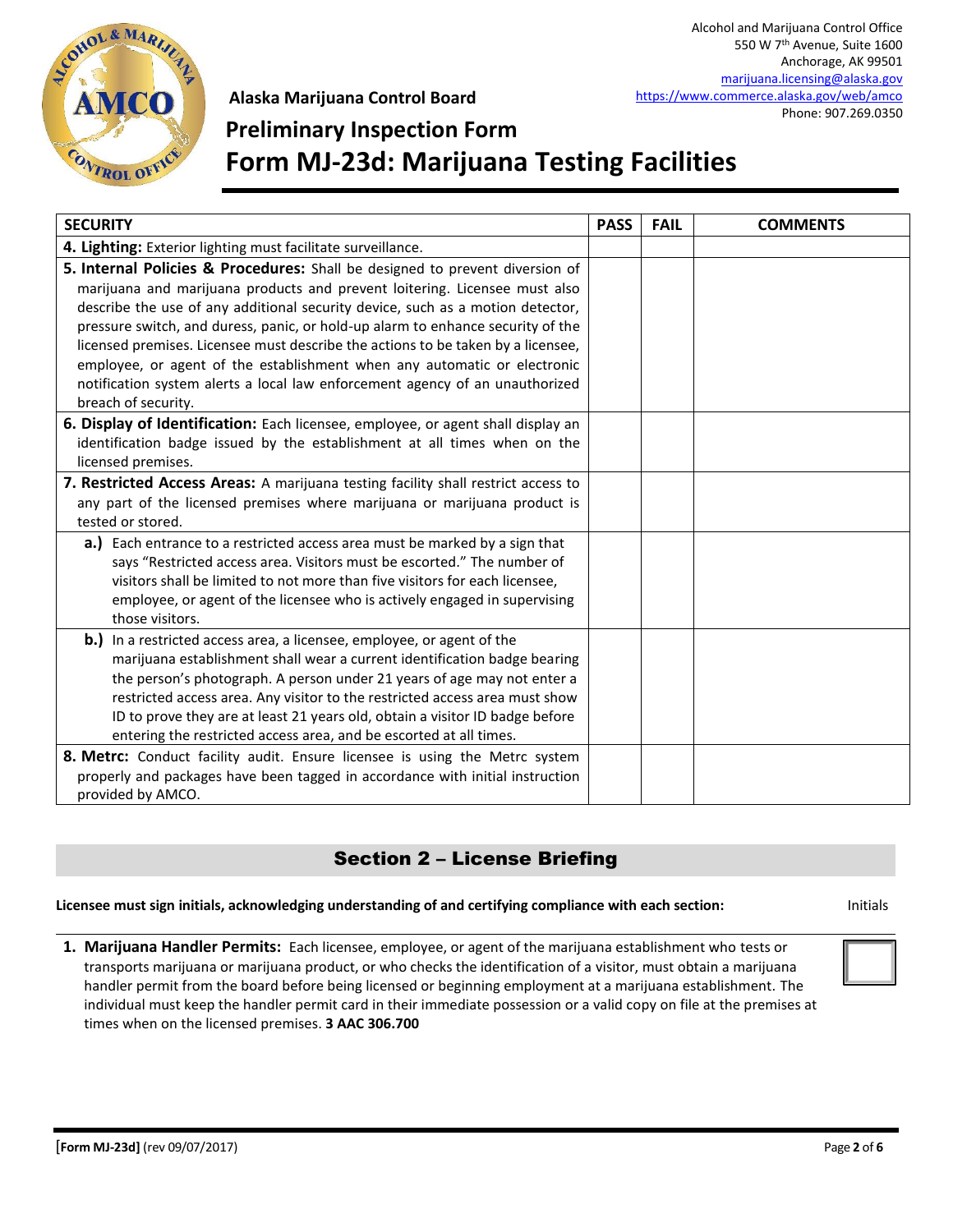Alcohol and Marijuana Control Office
550 W 7th Avenue, Suite 1600
Anchorage, AK 99501
marijuana.licensing@alaska.gov
https://www.commerce.alaska.gov/web/amco
Phone: 907.269.0350

**Alaska Marijuana Control Board**

# Preliminary Inspection Form

# Form MJ-23d: Marijuana Testing Facilities

| SECURITY | PASS | FAIL | COMMENTS |
|---|---|---|---|
| **4. Lighting:** Exterior lighting must facilitate surveillance. | | | |
| **5. Internal Policies & Procedures:** Shall be designed to prevent diversion of marijuana and marijuana products and prevent loitering. Licensee must also describe the use of any additional security device, such as a motion detector, pressure switch, and duress, panic, or hold-up alarm to enhance security of the licensed premises. Licensee must describe the actions to be taken by a licensee, employee, or agent of the establishment when any automatic or electronic notification system alerts a local law enforcement agency of an unauthorized breach of security. | | | |
| **6. Display of Identification:** Each licensee, employee, or agent shall display an identification badge issued by the establishment at all times when on the licensed premises. | | | |
| **7. Restricted Access Areas:** A marijuana testing facility shall restrict access to any part of the licensed premises where marijuana or marijuana product is tested or stored. | | | |
| **a.)** Each entrance to a restricted access area must be marked by a sign that says "Restricted access area. Visitors must be escorted." The number of visitors shall be limited to not more than five visitors for each licensee, employee, or agent of the licensee who is actively engaged in supervising those visitors. | | | |
| **b.)** In a restricted access area, a licensee, employee, or agent of the marijuana establishment shall wear a current identification badge bearing the person's photograph. A person under 21 years of age may not enter a restricted access area. Any visitor to the restricted access area must show ID to prove they are at least 21 years old, obtain a visitor ID badge before entering the restricted access area, and be escorted at all times. | | | |
| **8. Metrc:** Conduct facility audit. Ensure licensee is using the Metrc system properly and packages have been tagged in accordance with initial instruction provided by AMCO. | | | |

## Section 2 – License Briefing

**Licensee must sign initials, acknowledging understanding of and certifying compliance with each section:** Initials

1. **Marijuana Handler Permits:** Each licensee, employee, or agent of the marijuana establishment who tests or transports marijuana or marijuana product, or who checks the identification of a visitor, must obtain a marijuana handler permit from the board before being licensed or beginning employment at a marijuana establishment. The individual must keep the handler permit card in their immediate possession or a valid copy on file at the premises at times when on the licensed premises. **3 AAC 306.700** ☐

[Form MJ-23d] (rev 09/07/2017)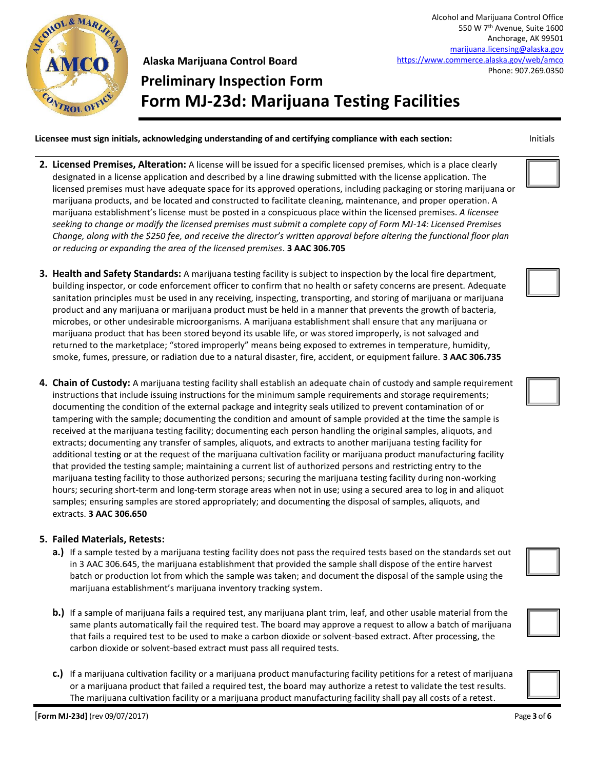Alcohol and Marijuana Control Office
550 W 7th Avenue, Suite 1600
Anchorage, AK 99501
marijuana.licensing@alaska.gov
https://www.commerce.alaska.gov/web/amco
Phone: 907.269.0350

**Alaska Marijuana Control Board**

# Preliminary Inspection Form

# Form MJ-23d: Marijuana Testing Facilities

**Licensee must sign initials, acknowledging understanding of and certifying compliance with each section:** Initials

2. **Licensed Premises, Alteration:** A license will be issued for a specific licensed premises, which is a place clearly designated in a license application and described by a line drawing submitted with the license application. The licensed premises must have adequate space for its approved operations, including packaging or storing marijuana or marijuana products, and be located and constructed to facilitate cleaning, maintenance, and proper operation. A marijuana establishment's license must be posted in a conspicuous place within the licensed premises. *A licensee seeking to change or modify the licensed premises must submit a complete copy of Form MJ-14: Licensed Premises Change, along with the $250 fee, and receive the director's written approval before altering the functional floor plan or reducing or expanding the area of the licensed premises*. **3 AAC 306.705** ☐

3. **Health and Safety Standards:** A marijuana testing facility is subject to inspection by the local fire department, building inspector, or code enforcement officer to confirm that no health or safety concerns are present. Adequate sanitation principles must be used in any receiving, inspecting, transporting, and storing of marijuana or marijuana product and any marijuana or marijuana product must be held in a manner that prevents the growth of bacteria, microbes, or other undesirable microorganisms. A marijuana establishment shall ensure that any marijuana or marijuana product that has been stored beyond its usable life, or was stored improperly, is not salvaged and returned to the marketplace; "stored improperly" means being exposed to extremes in temperature, humidity, smoke, fumes, pressure, or radiation due to a natural disaster, fire, accident, or equipment failure. **3 AAC 306.735** ☐

4. **Chain of Custody:** A marijuana testing facility shall establish an adequate chain of custody and sample requirement instructions that include issuing instructions for the minimum sample requirements and storage requirements; documenting the condition of the external package and integrity seals utilized to prevent contamination of or tampering with the sample; documenting the condition and amount of sample provided at the time the sample is received at the marijuana testing facility; documenting each person handling the original samples, aliquots, and extracts; documenting any transfer of samples, aliquots, and extracts to another marijuana testing facility for additional testing or at the request of the marijuana cultivation facility or marijuana product manufacturing facility that provided the testing sample; maintaining a current list of authorized persons and restricting entry to the marijuana testing facility to those authorized persons; securing the marijuana testing facility during non-working hours; securing short-term and long-term storage areas when not in use; using a secured area to log in and aliquot samples; ensuring samples are stored appropriately; and documenting the disposal of samples, aliquots, and extracts. **3 AAC 306.650** ☐

5. **Failed Materials, Retests:**
   - **a.)** If a sample tested by a marijuana testing facility does not pass the required tests based on the standards set out in 3 AAC 306.645, the marijuana establishment that provided the sample shall dispose of the entire harvest batch or production lot from which the sample was taken; and document the disposal of the sample using the marijuana establishment's marijuana inventory tracking system. ☐
   - **b.)** If a sample of marijuana fails a required test, any marijuana plant trim, leaf, and other usable material from the same plants automatically fail the required test. The board may approve a request to allow a batch of marijuana that fails a required test to be used to make a carbon dioxide or solvent-based extract. After processing, the carbon dioxide or solvent-based extract must pass all required tests. ☐
   - **c.)** If a marijuana cultivation facility or a marijuana product manufacturing facility petitions for a retest of marijuana or a marijuana product that failed a required test, the board may authorize a retest to validate the test results. The marijuana cultivation facility or a marijuana product manufacturing facility shall pay all costs of a retest. ☐

[**Form MJ-23d**] (rev 09/07/2017)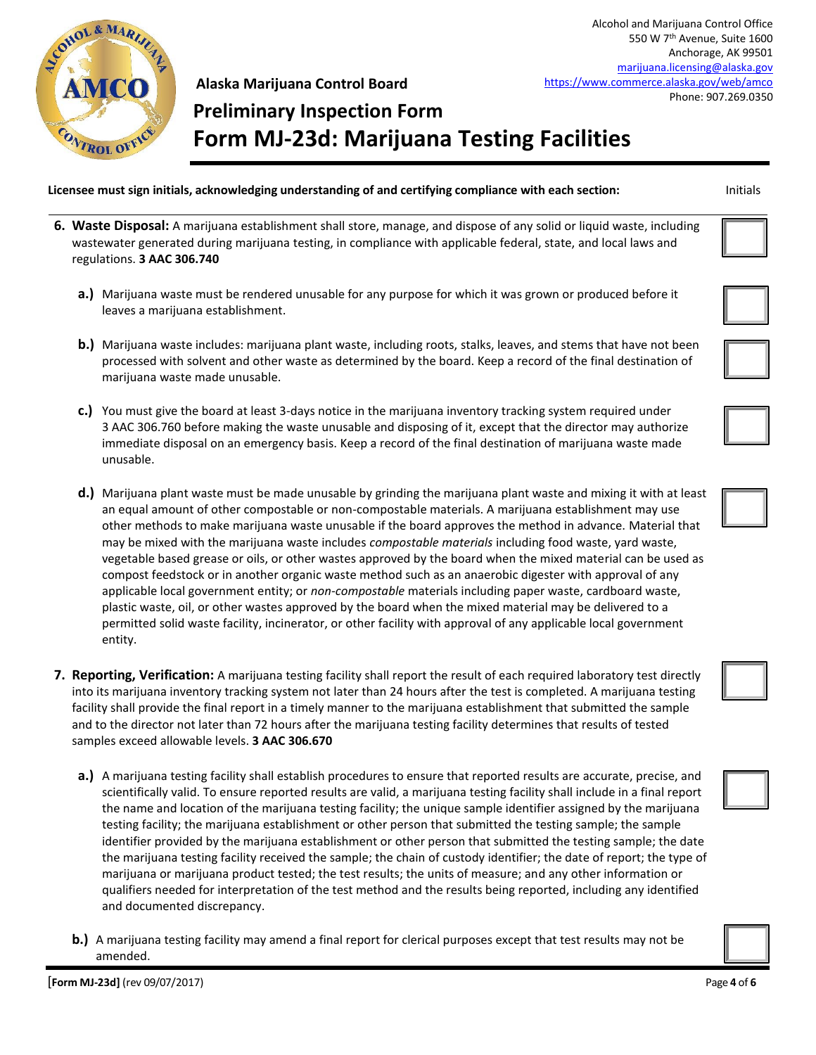**Alaska Marijuana Control Board**

Alcohol and Marijuana Control Office
550 W 7th Avenue, Suite 1600
Anchorage, AK 99501
marijuana.licensing@alaska.gov
https://www.commerce.alaska.gov/web/amco
Phone: 907.269.0350

# Preliminary Inspection Form

# Form MJ-23d: Marijuana Testing Facilities

**Licensee must sign initials, acknowledging understanding of and certifying compliance with each section:** Initials

6. **Waste Disposal:** A marijuana establishment shall store, manage, and dispose of any solid or liquid waste, including wastewater generated during marijuana testing, in compliance with applicable federal, state, and local laws and regulations. **3 AAC 306.740** ☐

   **a.)** Marijuana waste must be rendered unusable for any purpose for which it was grown or produced before it leaves a marijuana establishment. ☐

   **b.)** Marijuana waste includes: marijuana plant waste, including roots, stalks, leaves, and stems that have not been processed with solvent and other waste as determined by the board. Keep a record of the final destination of marijuana waste made unusable. ☐

   **c.)** You must give the board at least 3-days notice in the marijuana inventory tracking system required under 3 AAC 306.760 before making the waste unusable and disposing of it, except that the director may authorize immediate disposal on an emergency basis. Keep a record of the final destination of marijuana waste made unusable. ☐

   **d.)** Marijuana plant waste must be made unusable by grinding the marijuana plant waste and mixing it with at least an equal amount of other compostable or non-compostable materials. A marijuana establishment may use other methods to make marijuana waste unusable if the board approves the method in advance. Material that may be mixed with the marijuana waste includes *compostable materials* including food waste, yard waste, vegetable based grease or oils, or other wastes approved by the board when the mixed material can be used as compost feedstock or in another organic waste method such as an anaerobic digester with approval of any applicable local government entity; or *non-compostable* materials including paper waste, cardboard waste, plastic waste, oil, or other wastes approved by the board when the mixed material may be delivered to a permitted solid waste facility, incinerator, or other facility with approval of any applicable local government entity. ☐

7. **Reporting, Verification:** A marijuana testing facility shall report the result of each required laboratory test directly into its marijuana inventory tracking system not later than 24 hours after the test is completed. A marijuana testing facility shall provide the final report in a timely manner to the marijuana establishment that submitted the sample and to the director not later than 72 hours after the marijuana testing facility determines that results of tested samples exceed allowable levels. **3 AAC 306.670** ☐

   **a.)** A marijuana testing facility shall establish procedures to ensure that reported results are accurate, precise, and scientifically valid. To ensure reported results are valid, a marijuana testing facility shall include in a final report the name and location of the marijuana testing facility; the unique sample identifier assigned by the marijuana testing facility; the marijuana establishment or other person that submitted the testing sample; the sample identifier provided by the marijuana establishment or other person that submitted the testing sample; the date the marijuana testing facility received the sample; the chain of custody identifier; the date of report; the type of marijuana or marijuana product tested; the test results; the units of measure; and any other information or qualifiers needed for interpretation of the test method and the results being reported, including any identified and documented discrepancy. ☐

   **b.)** A marijuana testing facility may amend a final report for clerical purposes except that test results may not be amended. ☐

[**Form MJ-23d]** (rev 09/07/2017)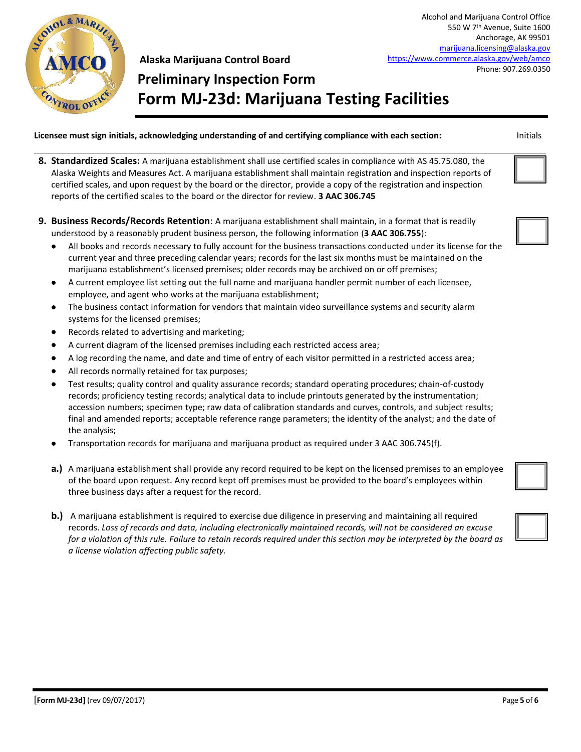Alcohol and Marijuana Control Office
550 W 7th Avenue, Suite 1600
Anchorage, AK 99501
marijuana.licensing@alaska.gov
https://www.commerce.alaska.gov/web/amco
Phone: 907.269.0350

**Alaska Marijuana Control Board**

# Preliminary Inspection Form

# Form MJ-23d: Marijuana Testing Facilities

**Licensee must sign initials, acknowledging understanding of and certifying compliance with each section:** Initials

8. **Standardized Scales:** A marijuana establishment shall use certified scales in compliance with AS 45.75.080, the Alaska Weights and Measures Act. A marijuana establishment shall maintain registration and inspection reports of certified scales, and upon request by the board or the director, provide a copy of the registration and inspection reports of the certified scales to the board or the director for review. **3 AAC 306.745** ☐

9. **Business Records/Records Retention**: A marijuana establishment shall maintain, in a format that is readily understood by a reasonably prudent business person, the following information (**3 AAC 306.755**): ☐
   - All books and records necessary to fully account for the business transactions conducted under its license for the current year and three preceding calendar years; records for the last six months must be maintained on the marijuana establishment's licensed premises; older records may be archived on or off premises;
   - A current employee list setting out the full name and marijuana handler permit number of each licensee, employee, and agent who works at the marijuana establishment;
   - The business contact information for vendors that maintain video surveillance systems and security alarm systems for the licensed premises;
   - Records related to advertising and marketing;
   - A current diagram of the licensed premises including each restricted access area;
   - A log recording the name, and date and time of entry of each visitor permitted in a restricted access area;
   - All records normally retained for tax purposes;
   - Test results; quality control and quality assurance records; standard operating procedures; chain-of-custody records; proficiency testing records; analytical data to include printouts generated by the instrumentation; accession numbers; specimen type; raw data of calibration standards and curves, controls, and subject results; final and amended reports; acceptable reference range parameters; the identity of the analyst; and the date of the analysis;
   - Transportation records for marijuana and marijuana product as required under 3 AAC 306.745(f).

   **a.)** A marijuana establishment shall provide any record required to be kept on the licensed premises to an employee of the board upon request. Any record kept off premises must be provided to the board's employees within three business days after a request for the record. ☐

   **b.)** A marijuana establishment is required to exercise due diligence in preserving and maintaining all required records. *Loss of records and data, including electronically maintained records, will not be considered an excuse for a violation of this rule. Failure to retain records required under this section may be interpreted by the board as a license violation affecting public safety.* ☐

**[Form MJ-23d]** (rev 09/07/2017)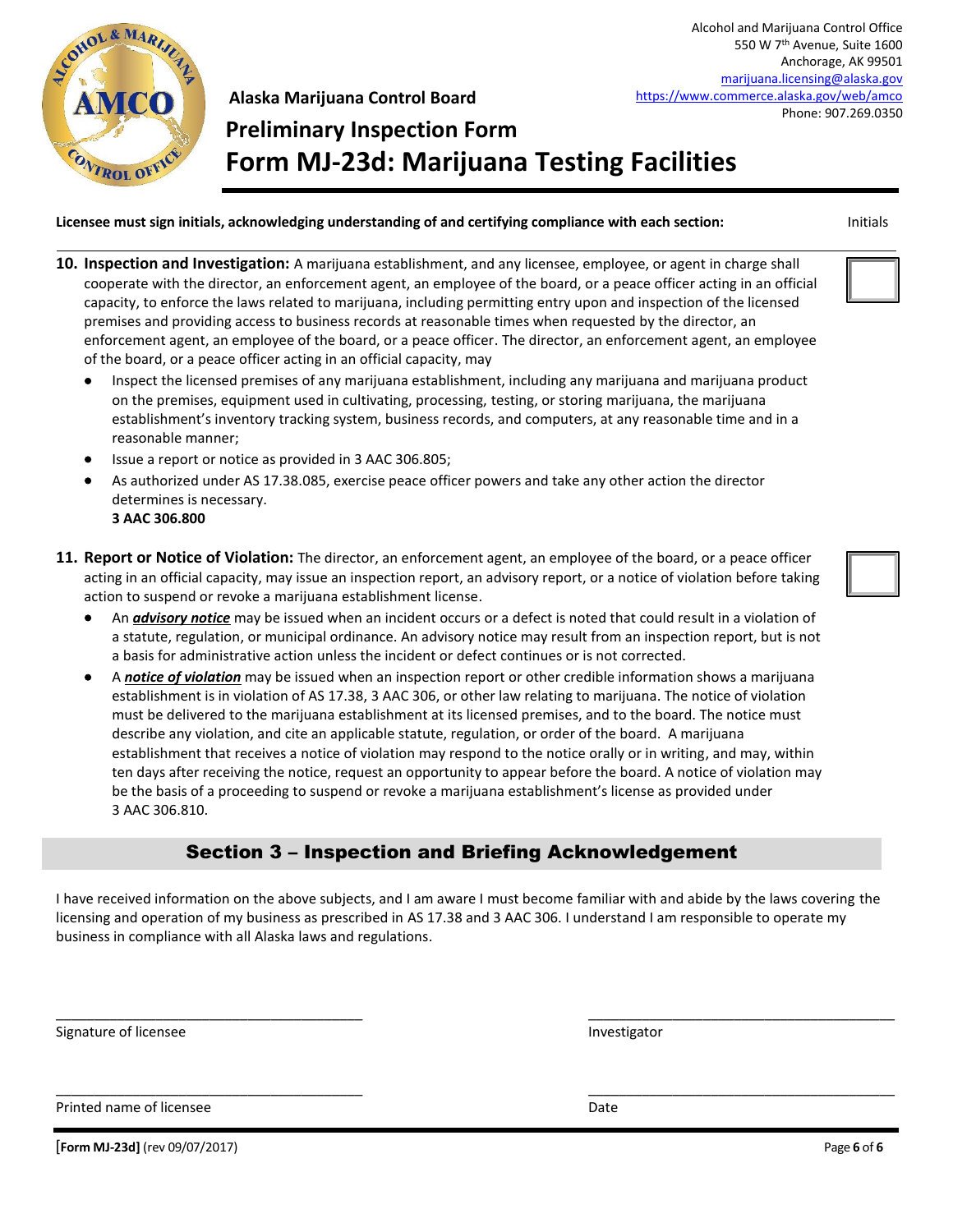Alcohol and Marijuana Control Office
550 W 7th Avenue, Suite 1600
Anchorage, AK 99501
marijuana.licensing@alaska.gov
https://www.commerce.alaska.gov/web/amco
Phone: 907.269.0350

**Alaska Marijuana Control Board**

# Preliminary Inspection Form

# Form MJ-23d: Marijuana Testing Facilities

**Licensee must sign initials, acknowledging understanding of and certifying compliance with each section:** Initials

**10. Inspection and Investigation:** A marijuana establishment, and any licensee, employee, or agent in charge shall cooperate with the director, an enforcement agent, an employee of the board, or a peace officer acting in an official capacity, to enforce the laws related to marijuana, including permitting entry upon and inspection of the licensed premises and providing access to business records at reasonable times when requested by the director, an enforcement agent, an employee of the board, or a peace officer. The director, an enforcement agent, an employee of the board, or a peace officer acting in an official capacity, may

- Inspect the licensed premises of any marijuana establishment, including any marijuana and marijuana product on the premises, equipment used in cultivating, processing, testing, or storing marijuana, the marijuana establishment's inventory tracking system, business records, and computers, at any reasonable time and in a reasonable manner;
- Issue a report or notice as provided in 3 AAC 306.805;
- As authorized under AS 17.38.085, exercise peace officer powers and take any other action the director determines is necessary.
  **3 AAC 306.800**

**11. Report or Notice of Violation:** The director, an enforcement agent, an employee of the board, or a peace officer acting in an official capacity, may issue an inspection report, an advisory report, or a notice of violation before taking action to suspend or revoke a marijuana establishment license.

- An ***advisory notice*** may be issued when an incident occurs or a defect is noted that could result in a violation of a statute, regulation, or municipal ordinance. An advisory notice may result from an inspection report, but is not a basis for administrative action unless the incident or defect continues or is not corrected.
- A ***notice of violation*** may be issued when an inspection report or other credible information shows a marijuana establishment is in violation of AS 17.38, 3 AAC 306, or other law relating to marijuana. The notice of violation must be delivered to the marijuana establishment at its licensed premises, and to the board. The notice must describe any violation, and cite an applicable statute, regulation, or order of the board. A marijuana establishment that receives a notice of violation may respond to the notice orally or in writing, and may, within ten days after receiving the notice, request an opportunity to appear before the board. A notice of violation may be the basis of a proceeding to suspend or revoke a marijuana establishment's license as provided under 3 AAC 306.810.

## Section 3 – Inspection and Briefing Acknowledgement

I have received information on the above subjects, and I am aware I must become familiar with and abide by the laws covering the licensing and operation of my business as prescribed in AS 17.38 and 3 AAC 306. I understand I am responsible to operate my business in compliance with all Alaska laws and regulations.

\_\_\_\_\_\_\_\_\_\_\_\_\_\_\_\_\_\_\_\_\_\_\_\_\_\_\_\_\_\_\_\_\_\_\_\_\_\_\_\_
Signature of licensee

\_\_\_\_\_\_\_\_\_\_\_\_\_\_\_\_\_\_\_\_\_\_\_\_\_\_\_\_\_\_\_\_\_\_\_\_\_\_\_\_
Investigator

\_\_\_\_\_\_\_\_\_\_\_\_\_\_\_\_\_\_\_\_\_\_\_\_\_\_\_\_\_\_\_\_\_\_\_\_\_\_\_\_
Printed name of licensee

\_\_\_\_\_\_\_\_\_\_\_\_\_\_\_\_\_\_\_\_\_\_\_\_\_\_\_\_\_\_\_\_\_\_\_\_\_\_\_\_
Date